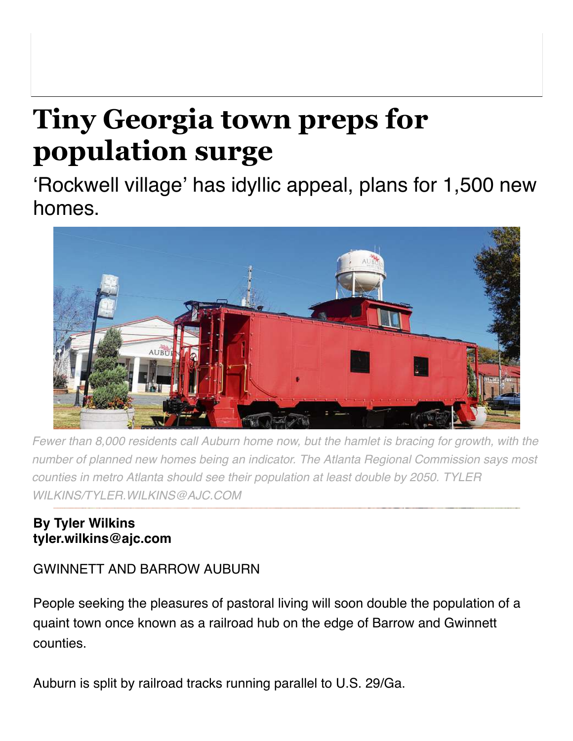# Tiny Georgia town preps for population surge

## 'Rockwell village' has idyllic appeal, plans for 1,500 new homes.

*Fewer than 8,000 residents call Auburn home now, but the hamlet is bracing for growth, with the number of planned new homes being an indicator. The Atlanta Regional Commission says most counties in metro Atlanta should see their population at least double by 2050. TYLER WILKINS/TYLER.WILKINS@AJC.COM*

**By Tyler Wilkins**
**tyler.wilkins@ajc.com**

GWINNETT AND BARROW AUBURN

People seeking the pleasures of pastoral living will soon double the population of a quaint town once known as a railroad hub on the edge of Barrow and Gwinnett counties.

Auburn is split by railroad tracks running parallel to U.S. 29/Ga.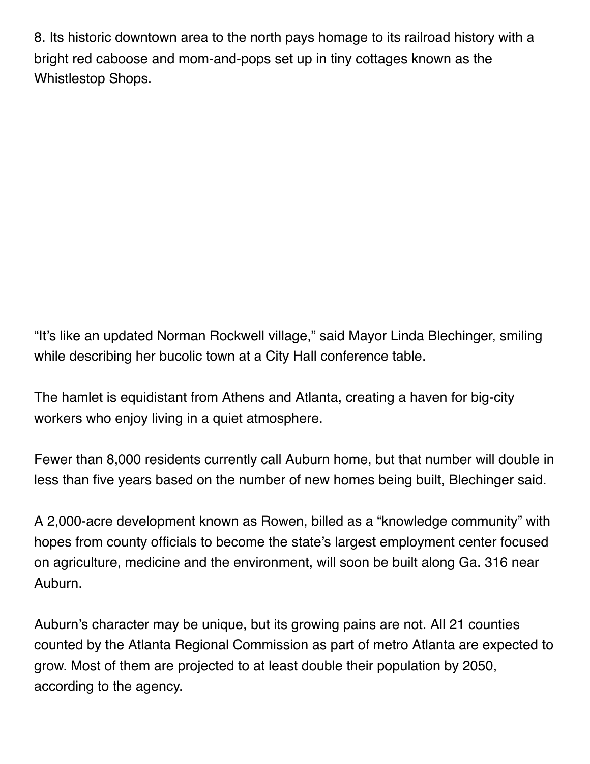8. Its historic downtown area to the north pays homage to its railroad history with a bright red caboose and mom-and-pops set up in tiny cottages known as the Whistlestop Shops.

“It’s like an updated Norman Rockwell village,” said Mayor Linda Blechinger, smiling while describing her bucolic town at a City Hall conference table.

The hamlet is equidistant from Athens and Atlanta, creating a haven for big-city workers who enjoy living in a quiet atmosphere.

Fewer than 8,000 residents currently call Auburn home, but that number will double in less than five years based on the number of new homes being built, Blechinger said.

A 2,000-acre development known as Rowen, billed as a “knowledge community” with hopes from county officials to become the state’s largest employment center focused on agriculture, medicine and the environment, will soon be built along Ga. 316 near Auburn.

Auburn’s character may be unique, but its growing pains are not. All 21 counties counted by the Atlanta Regional Commission as part of metro Atlanta are expected to grow. Most of them are projected to at least double their population by 2050, according to the agency.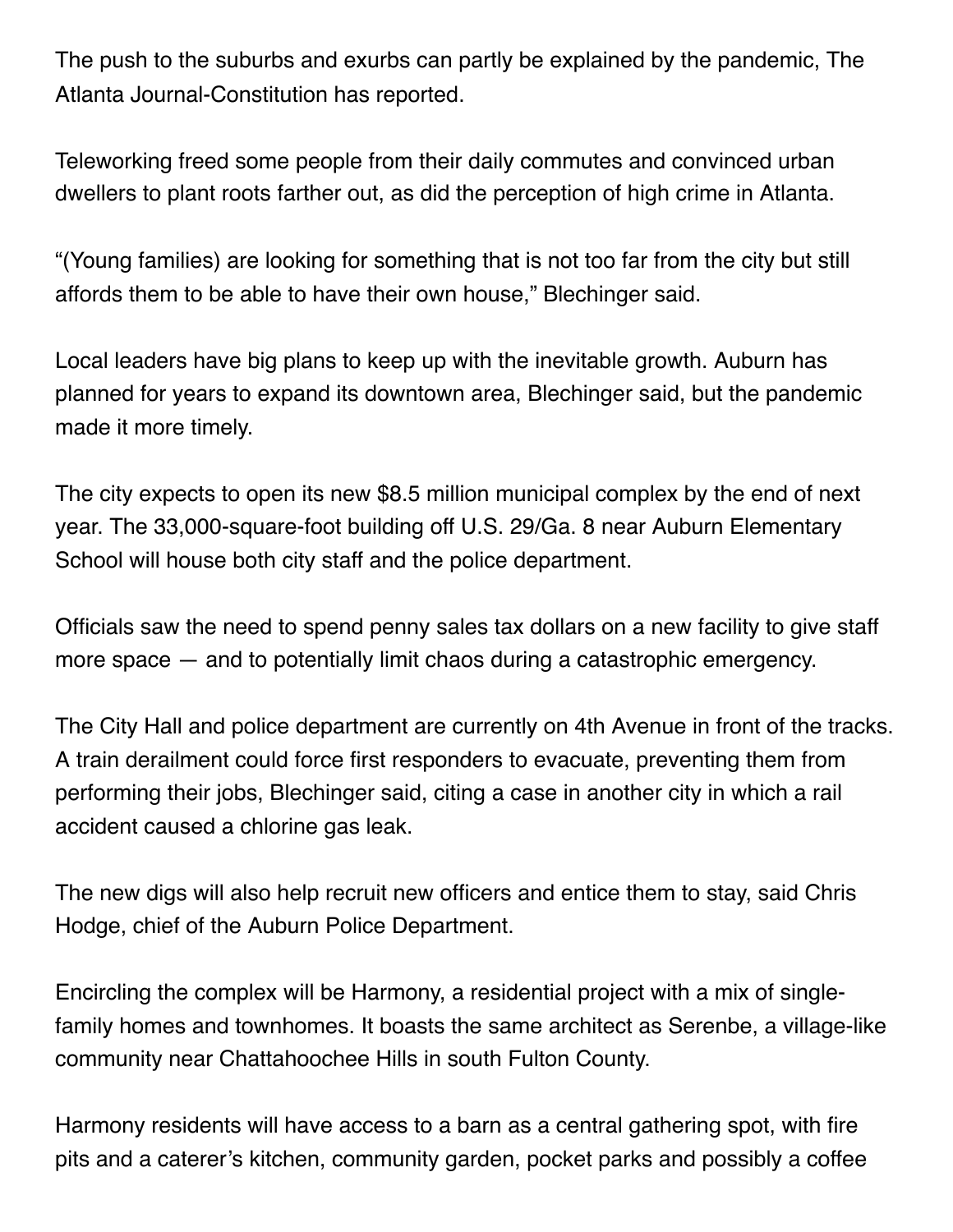The push to the suburbs and exurbs can partly be explained by the pandemic, The Atlanta Journal-Constitution has reported.

Teleworking freed some people from their daily commutes and convinced urban dwellers to plant roots farther out, as did the perception of high crime in Atlanta.

"(Young families) are looking for something that is not too far from the city but still affords them to be able to have their own house," Blechinger said.

Local leaders have big plans to keep up with the inevitable growth. Auburn has planned for years to expand its downtown area, Blechinger said, but the pandemic made it more timely.

The city expects to open its new $8.5 million municipal complex by the end of next year. The 33,000-square-foot building off U.S. 29/Ga. 8 near Auburn Elementary School will house both city staff and the police department.

Officials saw the need to spend penny sales tax dollars on a new facility to give staff more space — and to potentially limit chaos during a catastrophic emergency.

The City Hall and police department are currently on 4th Avenue in front of the tracks. A train derailment could force first responders to evacuate, preventing them from performing their jobs, Blechinger said, citing a case in another city in which a rail accident caused a chlorine gas leak.

The new digs will also help recruit new officers and entice them to stay, said Chris Hodge, chief of the Auburn Police Department.

Encircling the complex will be Harmony, a residential project with a mix of single-family homes and townhomes. It boasts the same architect as Serenbe, a village-like community near Chattahoochee Hills in south Fulton County.

Harmony residents will have access to a barn as a central gathering spot, with fire pits and a caterer's kitchen, community garden, pocket parks and possibly a coffee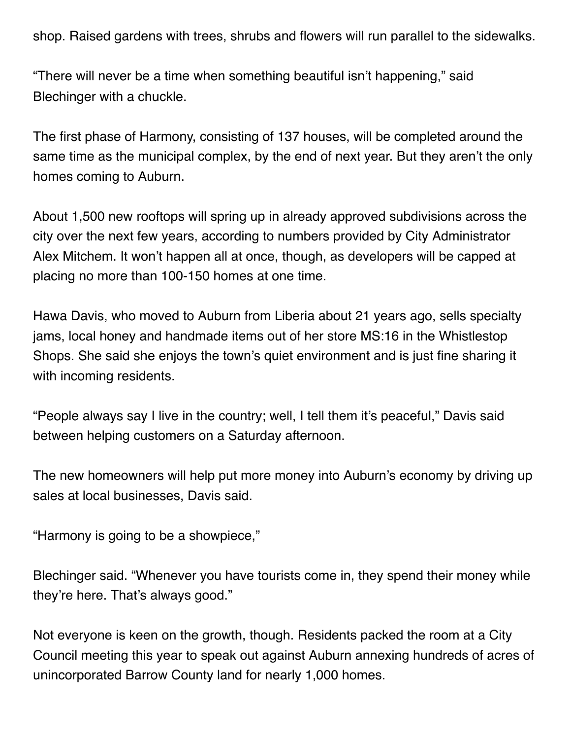shop. Raised gardens with trees, shrubs and flowers will run parallel to the sidewalks.

“There will never be a time when something beautiful isn’t happening,” said Blechinger with a chuckle.

The first phase of Harmony, consisting of 137 houses, will be completed around the same time as the municipal complex, by the end of next year. But they aren’t the only homes coming to Auburn.

About 1,500 new rooftops will spring up in already approved subdivisions across the city over the next few years, according to numbers provided by City Administrator Alex Mitchem. It won’t happen all at once, though, as developers will be capped at placing no more than 100-150 homes at one time.

Hawa Davis, who moved to Auburn from Liberia about 21 years ago, sells specialty jams, local honey and handmade items out of her store MS:16 in the Whistlestop Shops. She said she enjoys the town’s quiet environment and is just fine sharing it with incoming residents.

“People always say I live in the country; well, I tell them it’s peaceful,” Davis said between helping customers on a Saturday afternoon.

The new homeowners will help put more money into Auburn’s economy by driving up sales at local businesses, Davis said.

“Harmony is going to be a showpiece,”

Blechinger said. “Whenever you have tourists come in, they spend their money while they’re here. That’s always good.”

Not everyone is keen on the growth, though. Residents packed the room at a City Council meeting this year to speak out against Auburn annexing hundreds of acres of unincorporated Barrow County land for nearly 1,000 homes.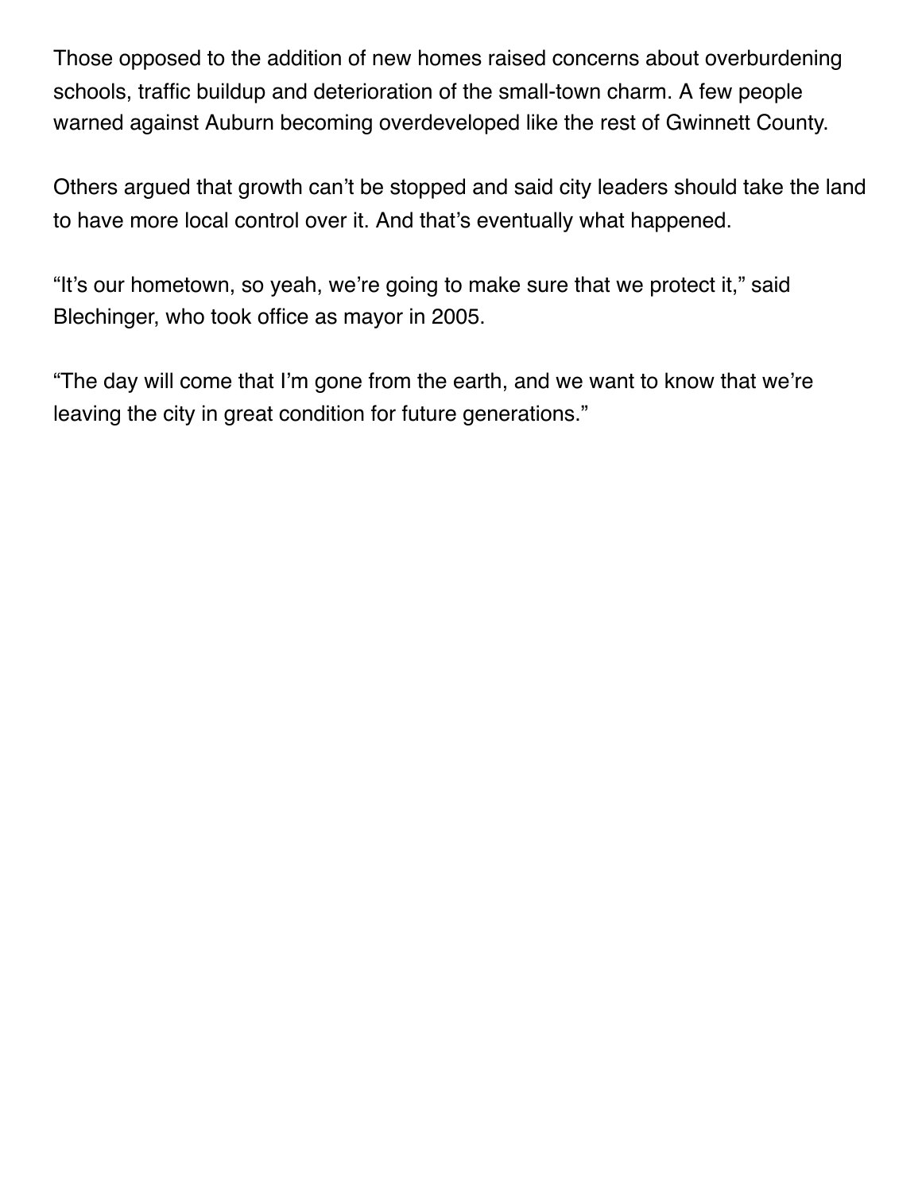Those opposed to the addition of new homes raised concerns about overburdening schools, traffic buildup and deterioration of the small-town charm. A few people warned against Auburn becoming overdeveloped like the rest of Gwinnett County.

Others argued that growth can't be stopped and said city leaders should take the land to have more local control over it. And that's eventually what happened.

"It's our hometown, so yeah, we're going to make sure that we protect it," said Blechinger, who took office as mayor in 2005.

"The day will come that I'm gone from the earth, and we want to know that we're leaving the city in great condition for future generations."